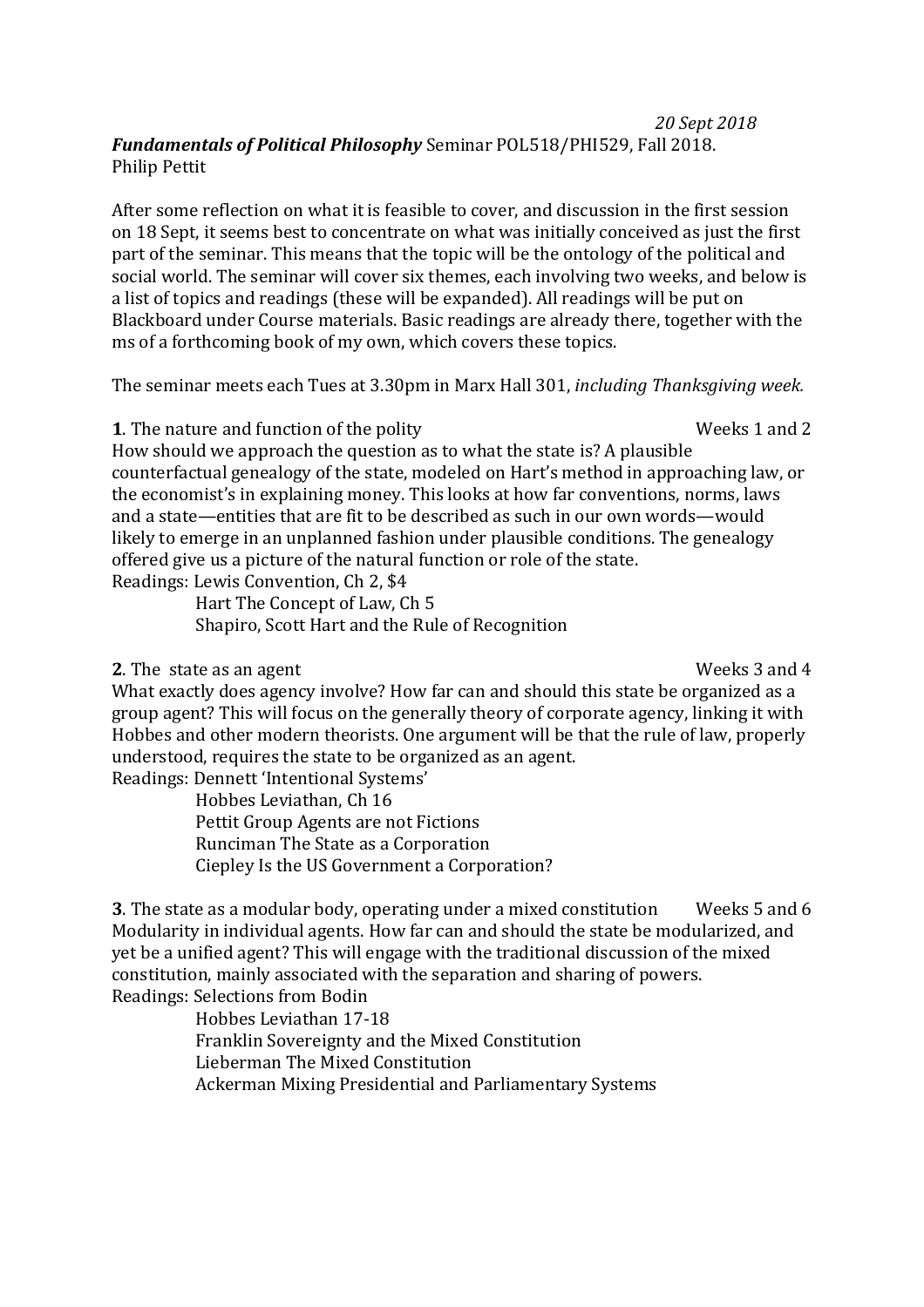*20 Sept 2018*

***Fundamentals of Political Philosophy*** Seminar POL518/PHI529, Fall 2018.
Philip Pettit

After some reflection on what it is feasible to cover, and discussion in the first session on 18 Sept, it seems best to concentrate on what was initially conceived as just the first part of the seminar. This means that the topic will be the ontology of the political and social world. The seminar will cover six themes, each involving two weeks, and below is a list of topics and readings (these will be expanded). All readings will be put on Blackboard under Course materials. Basic readings are already there, together with the ms of a forthcoming book of my own, which covers these topics.

The seminar meets each Tues at 3.30pm in Marx Hall 301, *including Thanksgiving week.*

**1**. The nature and function of the polity — Weeks 1 and 2

How should we approach the question as to what the state is? A plausible counterfactual genealogy of the state, modeled on Hart's method in approaching law, or the economist's in explaining money. This looks at how far conventions, norms, laws and a state—entities that are fit to be described as such in our own words—would likely to emerge in an unplanned fashion under plausible conditions. The genealogy offered give us a picture of the natural function or role of the state.

Readings: Lewis Convention, Ch 2, $4
- Hart The Concept of Law, Ch 5
- Shapiro, Scott Hart and the Rule of Recognition

**2**. The state as an agent — Weeks 3 and 4

What exactly does agency involve? How far can and should this state be organized as a group agent? This will focus on the generally theory of corporate agency, linking it with Hobbes and other modern theorists. One argument will be that the rule of law, properly understood, requires the state to be organized as an agent.

Readings: Dennett 'Intentional Systems'
- Hobbes Leviathan, Ch 16
- Pettit Group Agents are not Fictions
- Runciman The State as a Corporation
- Ciepley Is the US Government a Corporation?

**3**. The state as a modular body, operating under a mixed constitution — Weeks 5 and 6

Modularity in individual agents. How far can and should the state be modularized, and yet be a unified agent? This will engage with the traditional discussion of the mixed constitution, mainly associated with the separation and sharing of powers.

Readings: Selections from Bodin
- Hobbes Leviathan 17-18
- Franklin Sovereignty and the Mixed Constitution
- Lieberman The Mixed Constitution
- Ackerman Mixing Presidential and Parliamentary Systems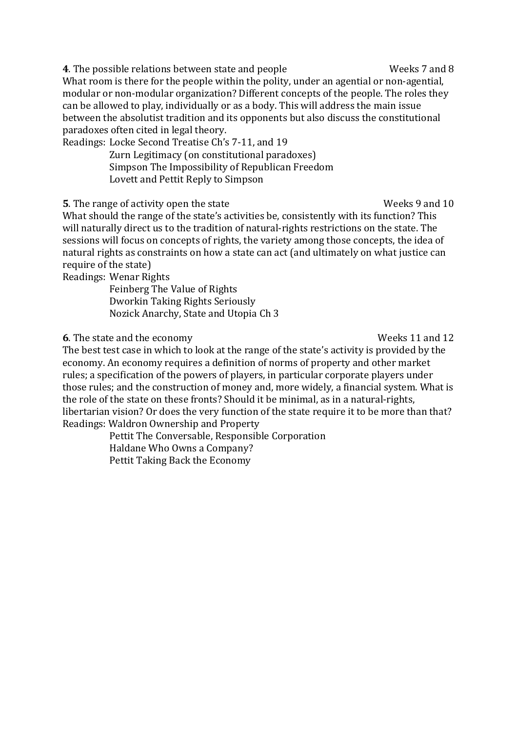**4**. The possible relations between state and people Weeks 7 and 8

What room is there for the people within the polity, under an agential or non-agential, modular or non-modular organization? Different concepts of the people. The roles they can be allowed to play, individually or as a body. This will address the main issue between the absolutist tradition and its opponents but also discuss the constitutional paradoxes often cited in legal theory.

Readings: Locke Second Treatise Ch's 7-11, and 19
Zurn Legitimacy (on constitutional paradoxes)
Simpson The Impossibility of Republican Freedom
Lovett and Pettit Reply to Simpson

**5**. The range of activity open the state Weeks 9 and 10

What should the range of the state's activities be, consistently with its function? This will naturally direct us to the tradition of natural-rights restrictions on the state. The sessions will focus on concepts of rights, the variety among those concepts, the idea of natural rights as constraints on how a state can act (and ultimately on what justice can require of the state)

Readings: Wenar Rights
Feinberg The Value of Rights
Dworkin Taking Rights Seriously
Nozick Anarchy, State and Utopia Ch 3

**6**. The state and the economy Weeks 11 and 12

The best test case in which to look at the range of the state's activity is provided by the economy. An economy requires a definition of norms of property and other market rules; a specification of the powers of players, in particular corporate players under those rules; and the construction of money and, more widely, a financial system. What is the role of the state on these fronts? Should it be minimal, as in a natural-rights, libertarian vision? Or does the very function of the state require it to be more than that?

Readings: Waldron Ownership and Property
Pettit The Conversable, Responsible Corporation
Haldane Who Owns a Company?
Pettit Taking Back the Economy